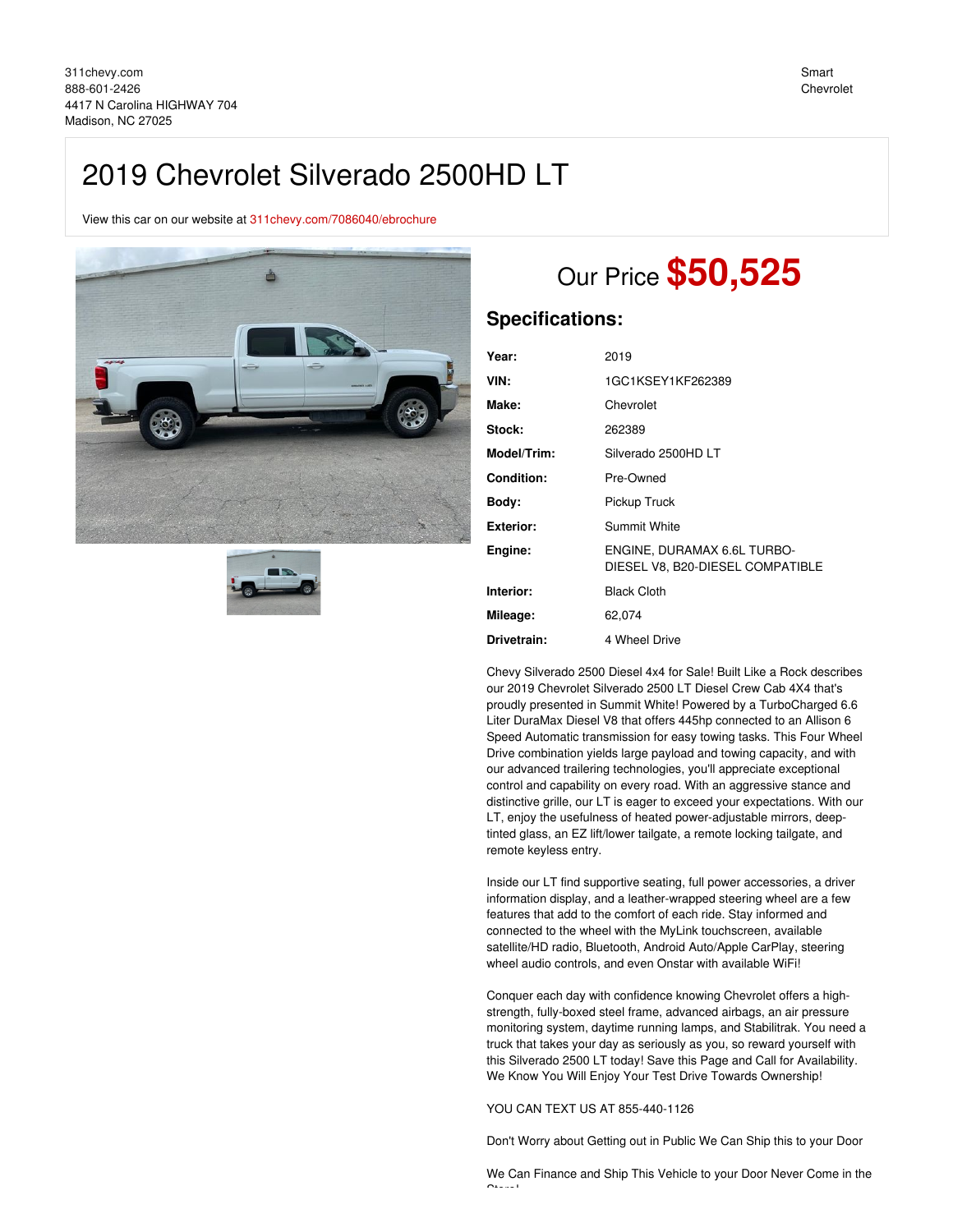311chevy.com
888-601-2426
4417 N Carolina HIGHWAY 704
Madison, NC 27025

Smart Chevrolet

# 2019 Chevrolet Silverado 2500HD LT

View this car on our website at 311chevy.com/7086040/ebrochure

## Our Price **$50,525**

## Specifications:

| | |
|---|---|
| **Year:** | 2019 |
| **VIN:** | 1GC1KSEY1KF262389 |
| **Make:** | Chevrolet |
| **Stock:** | 262389 |
| **Model/Trim:** | Silverado 2500HD LT |
| **Condition:** | Pre-Owned |
| **Body:** | Pickup Truck |
| **Exterior:** | Summit White |
| **Engine:** | ENGINE, DURAMAX 6.6L TURBO-DIESEL V8, B20-DIESEL COMPATIBLE |
| **Interior:** | Black Cloth |
| **Mileage:** | 62,074 |
| **Drivetrain:** | 4 Wheel Drive |

Chevy Silverado 2500 Diesel 4x4 for Sale! Built Like a Rock describes our 2019 Chevrolet Silverado 2500 LT Diesel Crew Cab 4X4 that's proudly presented in Summit White! Powered by a TurboCharged 6.6 Liter DuraMax Diesel V8 that offers 445hp connected to an Allison 6 Speed Automatic transmission for easy towing tasks. This Four Wheel Drive combination yields large payload and towing capacity, and with our advanced trailering technologies, you'll appreciate exceptional control and capability on every road. With an aggressive stance and distinctive grille, our LT is eager to exceed your expectations. With our LT, enjoy the usefulness of heated power-adjustable mirrors, deep-tinted glass, an EZ lift/lower tailgate, a remote locking tailgate, and remote keyless entry.

Inside our LT find supportive seating, full power accessories, a driver information display, and a leather-wrapped steering wheel are a few features that add to the comfort of each ride. Stay informed and connected to the wheel with the MyLink touchscreen, available satellite/HD radio, Bluetooth, Android Auto/Apple CarPlay, steering wheel audio controls, and even Onstar with available WiFi!

Conquer each day with confidence knowing Chevrolet offers a high-strength, fully-boxed steel frame, advanced airbags, an air pressure monitoring system, daytime running lamps, and Stabilitrak. You need a truck that takes your day as seriously as you, so reward yourself with this Silverado 2500 LT today! Save this Page and Call for Availability. We Know You Will Enjoy Your Test Drive Towards Ownership!

YOU CAN TEXT US AT 855-440-1126

Don't Worry about Getting out in Public We Can Ship this to your Door

We Can Finance and Ship This Vehicle to your Door Never Come in the Store!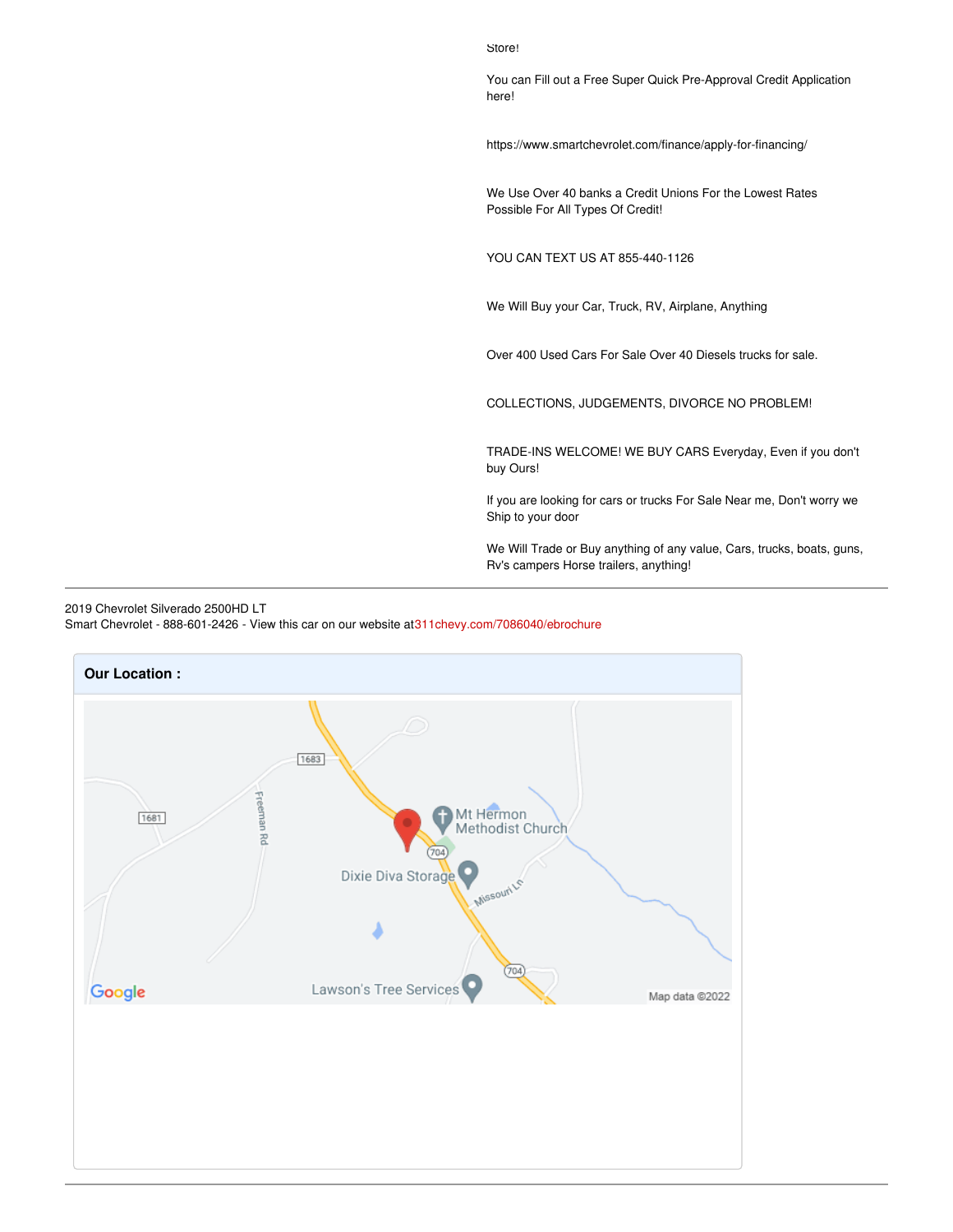Store!

You can Fill out a Free Super Quick Pre-Approval Credit Application here!

https://www.smartchevrolet.com/finance/apply-for-financing/

We Use Over 40 banks a Credit Unions For the Lowest Rates Possible For All Types Of Credit!

YOU CAN TEXT US AT 855-440-1126

We Will Buy your Car, Truck, RV, Airplane, Anything

Over 400 Used Cars For Sale Over 40 Diesels trucks for sale.

COLLECTIONS, JUDGEMENTS, DIVORCE NO PROBLEM!

TRADE-INS WELCOME! WE BUY CARS Everyday, Even if you don't buy Ours!

If you are looking for cars or trucks For Sale Near me, Don't worry we Ship to your door

We Will Trade or Buy anything of any value, Cars, trucks, boats, guns, Rv's campers Horse trailers, anything!

---

2019 Chevrolet Silverado 2500HD LT
Smart Chevrolet - 888-601-2426 - View this car on our website at 311chevy.com/7086040/ebrochure

**Our Location :**

---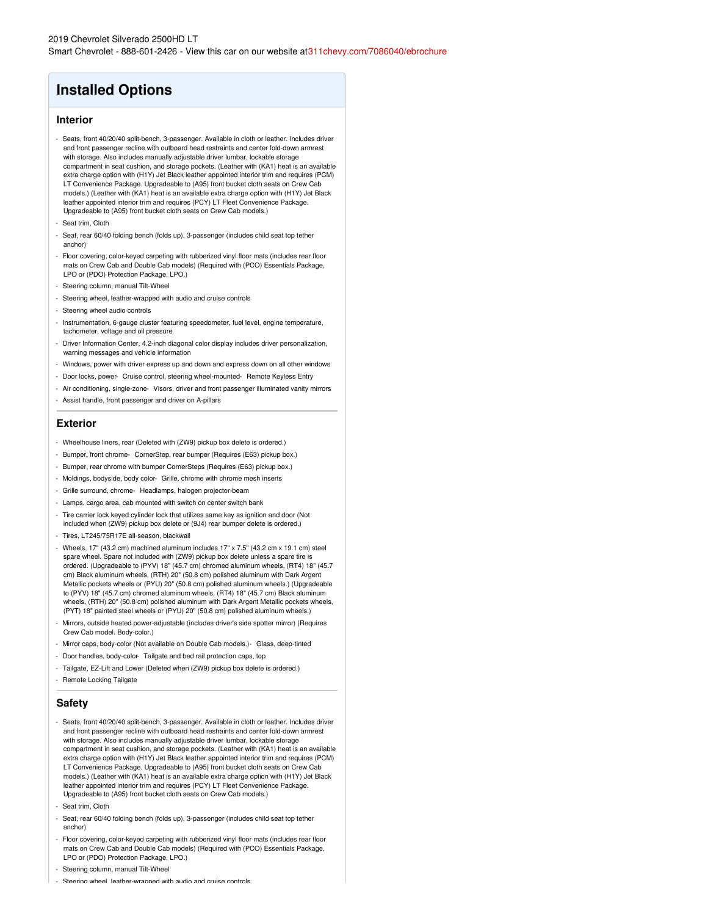2019 Chevrolet Silverado 2500HD LT
Smart Chevrolet - 888-601-2426 - View this car on our website at 311chevy.com/7086040/ebrochure

# Installed Options

## Interior

- Seats, front 40/20/40 split-bench, 3-passenger. Available in cloth or leather. Includes driver and front passenger recline with outboard head restraints and center fold-down armrest with storage. Also includes manually adjustable driver lumbar, lockable storage compartment in seat cushion, and storage pockets. (Leather with (KA1) heat is an available extra charge option with (H1Y) Jet Black leather appointed interior trim and requires (PCM) LT Convenience Package. Upgradeable to (A95) front bucket cloth seats on Crew Cab models.) (Leather with (KA1) heat is an available extra charge option with (H1Y) Jet Black leather appointed interior trim and requires (PCY) LT Fleet Convenience Package. Upgradeable to (A95) front bucket cloth seats on Crew Cab models.)
- Seat trim, Cloth
- Seat, rear 60/40 folding bench (folds up), 3-passenger (includes child seat top tether anchor)
- Floor covering, color-keyed carpeting with rubberized vinyl floor mats (includes rear floor mats on Crew Cab and Double Cab models) (Required with (PCO) Essentials Package, LPO or (PDO) Protection Package, LPO.)
- Steering column, manual Tilt-Wheel
- Steering wheel, leather-wrapped with audio and cruise controls
- Steering wheel audio controls
- Instrumentation, 6-gauge cluster featuring speedometer, fuel level, engine temperature, tachometer, voltage and oil pressure
- Driver Information Center, 4.2-inch diagonal color display includes driver personalization, warning messages and vehicle information
- Windows, power with driver express up and down and express down on all other windows
- Door locks, power- Cruise control, steering wheel-mounted- Remote Keyless Entry
- Air conditioning, single-zone- Visors, driver and front passenger illuminated vanity mirrors
- Assist handle, front passenger and driver on A-pillars

## Exterior

- Wheelhouse liners, rear (Deleted with (ZW9) pickup box delete is ordered.)
- Bumper, front chrome- CornerStep, rear bumper (Requires (E63) pickup box.)
- Bumper, rear chrome with bumper CornerSteps (Requires (E63) pickup box.)
- Moldings, bodyside, body color- Grille, chrome with chrome mesh inserts
- Grille surround, chrome- Headlamps, halogen projector-beam
- Lamps, cargo area, cab mounted with switch on center switch bank
- Tire carrier lock keyed cylinder lock that utilizes same key as ignition and door (Not included when (ZW9) pickup box delete or (9J4) rear bumper delete is ordered.)
- Tires, LT245/75R17E all-season, blackwall
- Wheels, 17" (43.2 cm) machined aluminum includes 17" x 7.5" (43.2 cm x 19.1 cm) steel spare wheel. Spare not included with (ZW9) pickup box delete unless a spare tire is ordered. (Upgradeable to (PYV) 18" (45.7 cm) chromed aluminum wheels, (RT4) 18" (45.7 cm) Black aluminum wheels, (RTH) 20" (50.8 cm) polished aluminum with Dark Argent Metallic pockets wheels or (PYU) 20" (50.8 cm) polished aluminum wheels.) (Upgradeable to (PYV) 18" (45.7 cm) chromed aluminum wheels, (RT4) 18" (45.7 cm) Black aluminum wheels, (RTH) 20" (50.8 cm) polished aluminum with Dark Argent Metallic pockets wheels, (PYT) 18" painted steel wheels or (PYU) 20" (50.8 cm) polished aluminum wheels.)
- Mirrors, outside heated power-adjustable (includes driver's side spotter mirror) (Requires Crew Cab model. Body-color.)
- Mirror caps, body-color (Not available on Double Cab models.)- Glass, deep-tinted
- Door handles, body-color- Tailgate and bed rail protection caps, top
- Tailgate, EZ-Lift and Lower (Deleted when (ZW9) pickup box delete is ordered.)
- Remote Locking Tailgate

## Safety

- Seats, front 40/20/40 split-bench, 3-passenger. Available in cloth or leather. Includes driver and front passenger recline with outboard head restraints and center fold-down armrest with storage. Also includes manually adjustable driver lumbar, lockable storage compartment in seat cushion, and storage pockets. (Leather with (KA1) heat is an available extra charge option with (H1Y) Jet Black leather appointed interior trim and requires (PCM) LT Convenience Package. Upgradeable to (A95) front bucket cloth seats on Crew Cab models.) (Leather with (KA1) heat is an available extra charge option with (H1Y) Jet Black leather appointed interior trim and requires (PCY) LT Fleet Convenience Package. Upgradeable to (A95) front bucket cloth seats on Crew Cab models.)
- Seat trim, Cloth
- Seat, rear 60/40 folding bench (folds up), 3-passenger (includes child seat top tether anchor)
- Floor covering, color-keyed carpeting with rubberized vinyl floor mats (includes rear floor mats on Crew Cab and Double Cab models) (Required with (PCO) Essentials Package, LPO or (PDO) Protection Package, LPO.)
- Steering column, manual Tilt-Wheel
- Steering wheel, leather-wrapped with audio and cruise controls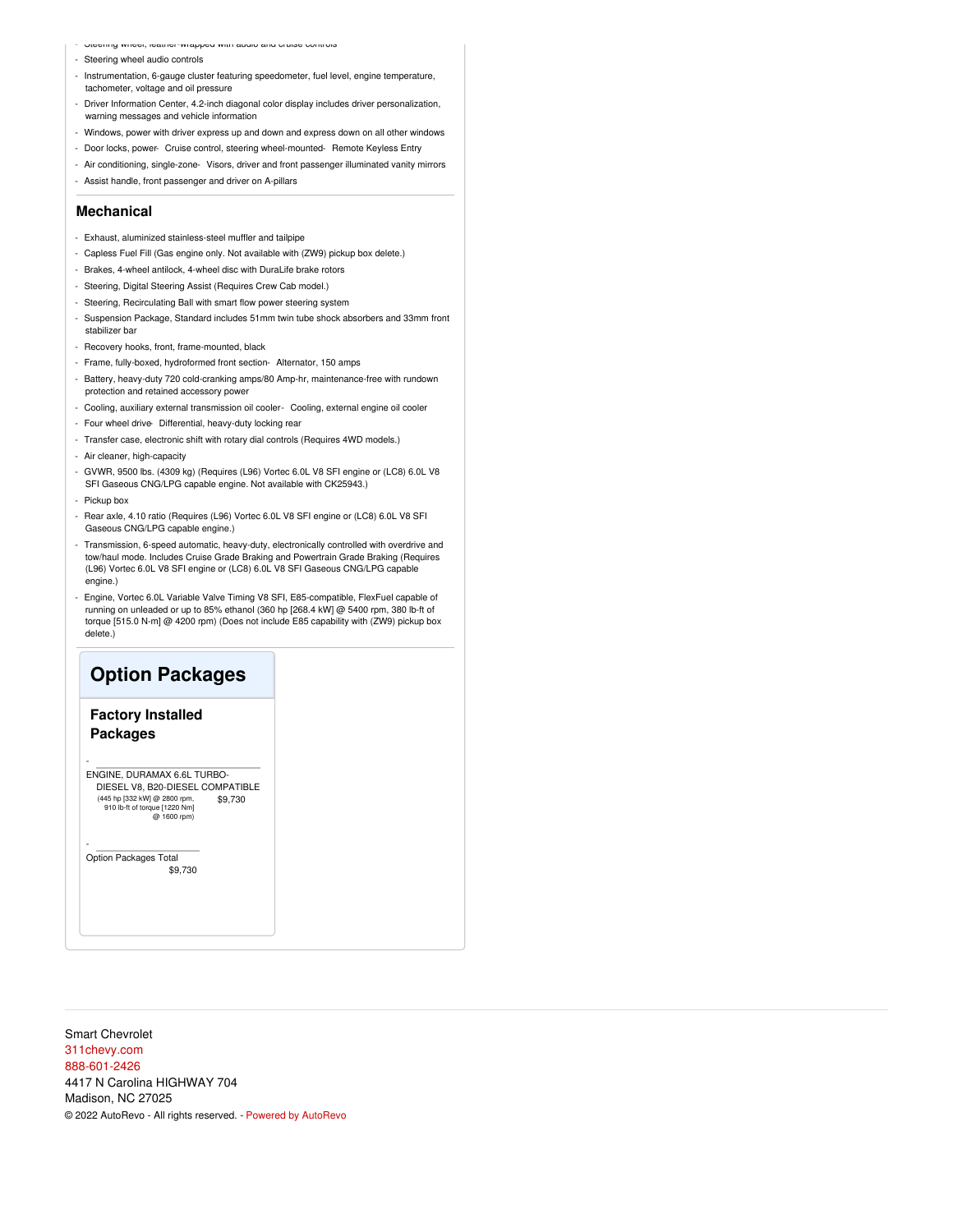- Steering wheel, leather-wrapped with audio and cruise controls
- Steering wheel audio controls
- Instrumentation, 6-gauge cluster featuring speedometer, fuel level, engine temperature, tachometer, voltage and oil pressure
- Driver Information Center, 4.2-inch diagonal color display includes driver personalization, warning messages and vehicle information
- Windows, power with driver express up and down and express down on all other windows
- Door locks, power- Cruise control, steering wheel-mounted- Remote Keyless Entry
- Air conditioning, single-zone- Visors, driver and front passenger illuminated vanity mirrors
- Assist handle, front passenger and driver on A-pillars

## Mechanical

- Exhaust, aluminized stainless-steel muffler and tailpipe
- Capless Fuel Fill (Gas engine only. Not available with (ZW9) pickup box delete.)
- Brakes, 4-wheel antilock, 4-wheel disc with DuraLife brake rotors
- Steering, Digital Steering Assist (Requires Crew Cab model.)
- Steering, Recirculating Ball with smart flow power steering system
- Suspension Package, Standard includes 51mm twin tube shock absorbers and 33mm front stabilizer bar
- Recovery hooks, front, frame-mounted, black
- Frame, fully-boxed, hydroformed front section- Alternator, 150 amps
- Battery, heavy-duty 720 cold-cranking amps/80 Amp-hr, maintenance-free with rundown protection and retained accessory power
- Cooling, auxiliary external transmission oil cooler- Cooling, external engine oil cooler
- Four wheel drive- Differential, heavy-duty locking rear
- Transfer case, electronic shift with rotary dial controls (Requires 4WD models.)
- Air cleaner, high-capacity
- GVWR, 9500 lbs. (4309 kg) (Requires (L96) Vortec 6.0L V8 SFI engine or (LC8) 6.0L V8 SFI Gaseous CNG/LPG capable engine. Not available with CK25943.)
- Pickup box
- Rear axle, 4.10 ratio (Requires (L96) Vortec 6.0L V8 SFI engine or (LC8) 6.0L V8 SFI Gaseous CNG/LPG capable engine.)
- Transmission, 6-speed automatic, heavy-duty, electronically controlled with overdrive and tow/haul mode. Includes Cruise Grade Braking and Powertrain Grade Braking (Requires (L96) Vortec 6.0L V8 SFI engine or (LC8) 6.0L V8 SFI Gaseous CNG/LPG capable engine.)
- Engine, Vortec 6.0L Variable Valve Timing V8 SFI, E85-compatible, FlexFuel capable of running on unleaded or up to 85% ethanol (360 hp [268.4 kW] @ 5400 rpm, 380 lb-ft of torque [515.0 N-m] @ 4200 rpm) (Does not include E85 capability with (ZW9) pickup box delete.)

# Option Packages

## Factory Installed Packages

- ENGINE, DURAMAX 6.6L TURBO-DIESEL V8, B20-DIESEL COMPATIBLE (445 hp [332 kW] @ 2800 rpm, 910 lb-ft of torque [1220 Nm] @ 1600 rpm) $9,730

- Option Packages Total $9,730

Smart Chevrolet
311chevy.com
888-601-2426
4417 N Carolina HIGHWAY 704
Madison, NC 27025
© 2022 AutoRevo - All rights reserved. - Powered by AutoRevo